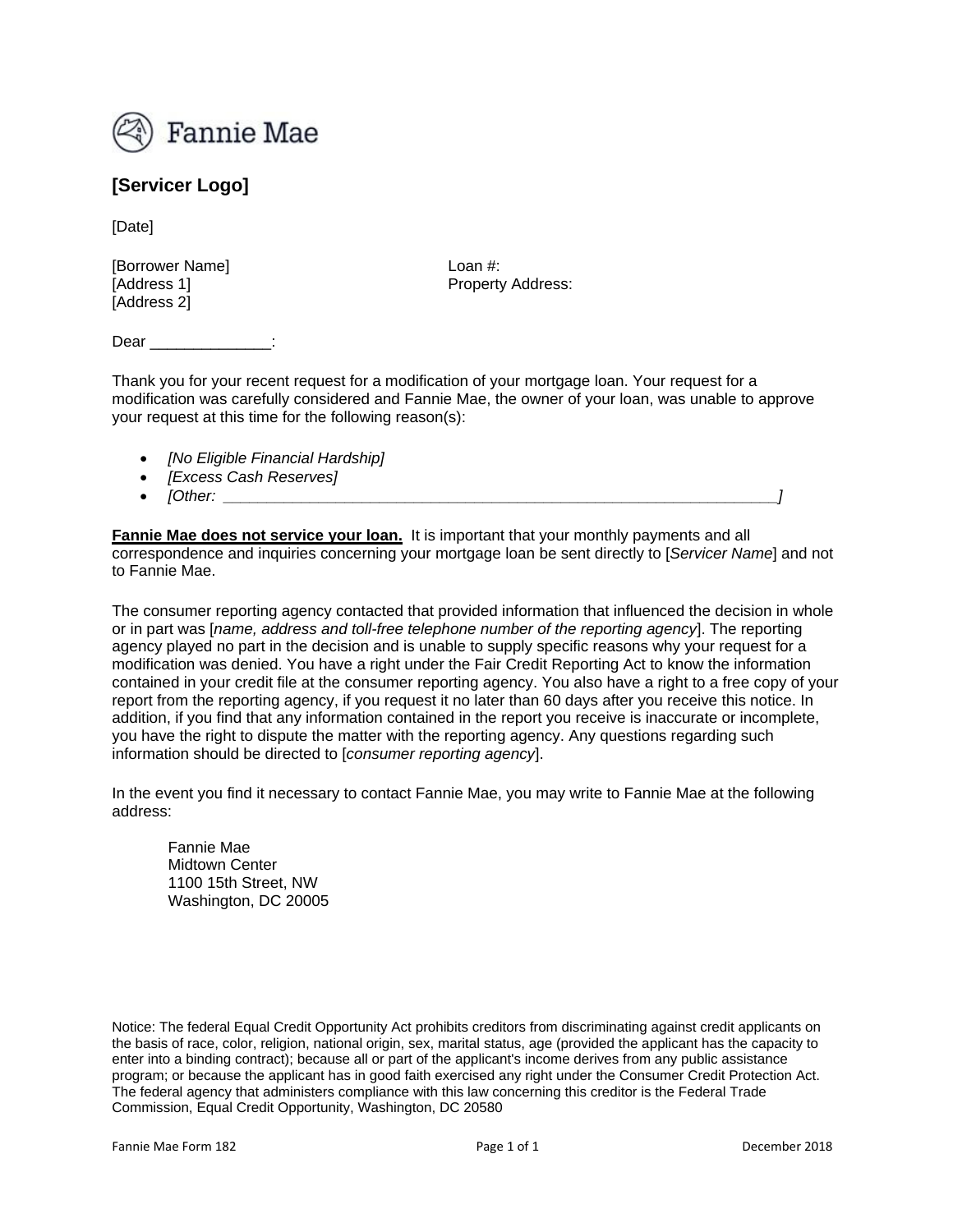Fannie Mae

**[Servicer Logo]**

[Date]

[Borrower Name]
[Address 1]
[Address 2]

Loan #:
Property Address:

Dear ______________:

Thank you for your recent request for a modification of your mortgage loan. Your request for a modification was carefully considered and Fannie Mae, the owner of your loan, was unable to approve your request at this time for the following reason(s):

- *[No Eligible Financial Hardship]*
- *[Excess Cash Reserves]*
- *[Other: ____________________________________________________________________]*

**Fannie Mae does not service your loan.** It is important that your monthly payments and all correspondence and inquiries concerning your mortgage loan be sent directly to [*Servicer Name*] and not to Fannie Mae.

The consumer reporting agency contacted that provided information that influenced the decision in whole or in part was [*name, address and toll-free telephone number of the reporting agency*]. The reporting agency played no part in the decision and is unable to supply specific reasons why your request for a modification was denied. You have a right under the Fair Credit Reporting Act to know the information contained in your credit file at the consumer reporting agency. You also have a right to a free copy of your report from the reporting agency, if you request it no later than 60 days after you receive this notice. In addition, if you find that any information contained in the report you receive is inaccurate or incomplete, you have the right to dispute the matter with the reporting agency. Any questions regarding such information should be directed to [*consumer reporting agency*].

In the event you find it necessary to contact Fannie Mae, you may write to Fannie Mae at the following address:

> Fannie Mae
> Midtown Center
> 1100 15th Street, NW
> Washington, DC 20005

Notice: The federal Equal Credit Opportunity Act prohibits creditors from discriminating against credit applicants on the basis of race, color, religion, national origin, sex, marital status, age (provided the applicant has the capacity to enter into a binding contract); because all or part of the applicant's income derives from any public assistance program; or because the applicant has in good faith exercised any right under the Consumer Credit Protection Act. The federal agency that administers compliance with this law concerning this creditor is the Federal Trade Commission, Equal Credit Opportunity, Washington, DC 20580

Fannie Mae Form 182 December 2018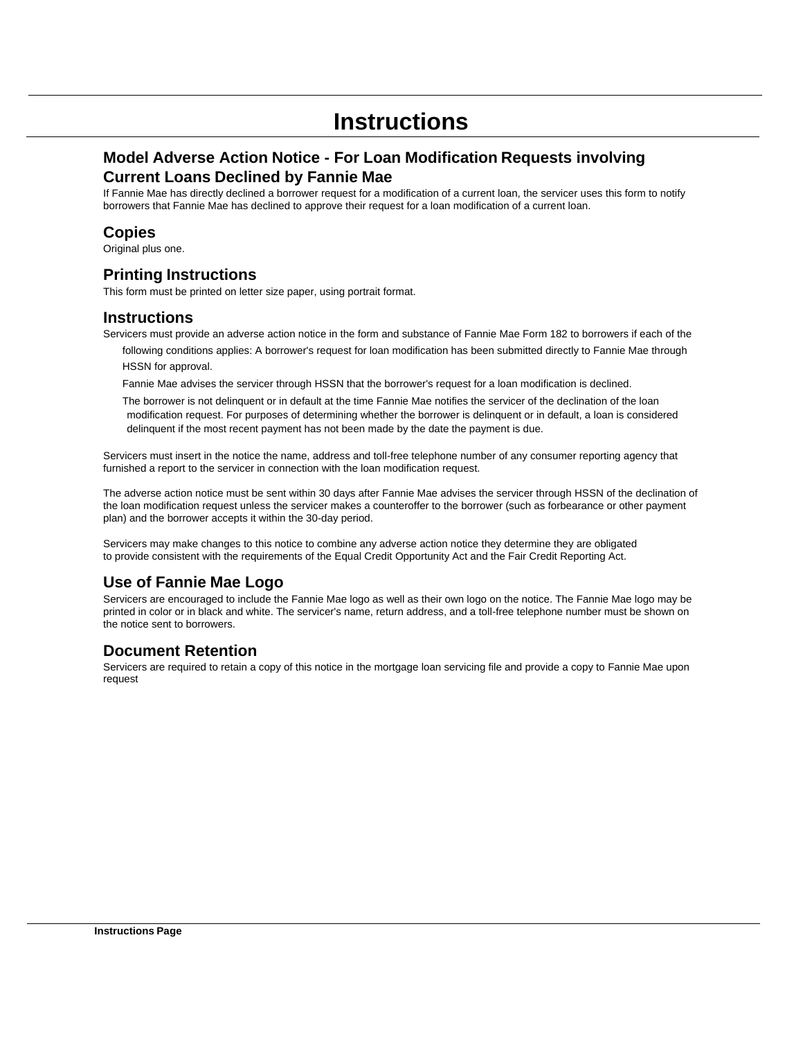# Instructions

## Model Adverse Action Notice - For Loan Modification Requests involving Current Loans Declined by Fannie Mae

If Fannie Mae has directly declined a borrower request for a modification of a current loan, the servicer uses this form to notify borrowers that Fannie Mae has declined to approve their request for a loan modification of a current loan.

## Copies

Original plus one.

## Printing Instructions

This form must be printed on letter size paper, using portrait format.

## Instructions

Servicers must provide an adverse action notice in the form and substance of Fannie Mae Form 182 to borrowers if each of the following conditions applies: A borrower's request for loan modification has been submitted directly to Fannie Mae through HSSN for approval.

Fannie Mae advises the servicer through HSSN that the borrower's request for a loan modification is declined.

The borrower is not delinquent or in default at the time Fannie Mae notifies the servicer of the declination of the loan modification request. For purposes of determining whether the borrower is delinquent or in default, a loan is considered delinquent if the most recent payment has not been made by the date the payment is due.

Servicers must insert in the notice the name, address and toll-free telephone number of any consumer reporting agency that furnished a report to the servicer in connection with the loan modification request.

The adverse action notice must be sent within 30 days after Fannie Mae advises the servicer through HSSN of the declination of the loan modification request unless the servicer makes a counteroffer to the borrower (such as forbearance or other payment plan) and the borrower accepts it within the 30-day period.

Servicers may make changes to this notice to combine any adverse action notice they determine they are obligated to provide consistent with the requirements of the Equal Credit Opportunity Act and the Fair Credit Reporting Act.

## Use of Fannie Mae Logo

Servicers are encouraged to include the Fannie Mae logo as well as their own logo on the notice. The Fannie Mae logo may be printed in color or in black and white. The servicer's name, return address, and a toll-free telephone number must be shown on the notice sent to borrowers.

## Document Retention

Servicers are required to retain a copy of this notice in the mortgage loan servicing file and provide a copy to Fannie Mae upon request